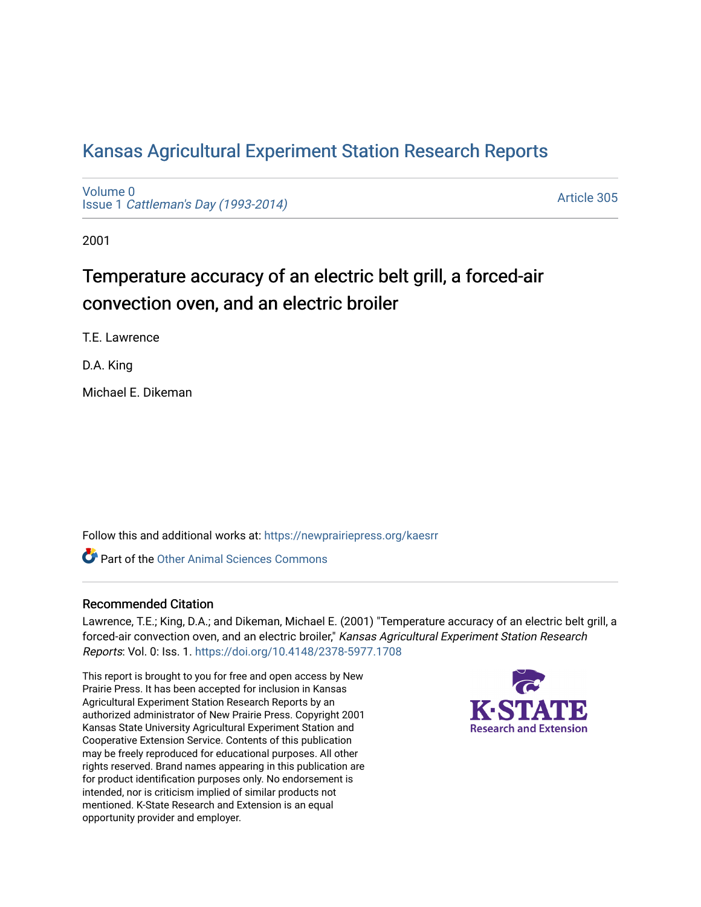# Kansas Agricultural Experiment Station Research Reports

Volume 0
Issue 1 *Cattleman's Day (1993-2014)*

Article 305

2001

## Temperature accuracy of an electric belt grill, a forced-air convection oven, and an electric broiler

T.E. Lawrence

D.A. King

Michael E. Dikeman

Follow this and additional works at: https://newprairiepress.org/kaesrr

Part of the Other Animal Sciences Commons

### Recommended Citation

Lawrence, T.E.; King, D.A.; and Dikeman, Michael E. (2001) "Temperature accuracy of an electric belt grill, a forced-air convection oven, and an electric broiler," *Kansas Agricultural Experiment Station Research Reports*: Vol. 0: Iss. 1. https://doi.org/10.4148/2378-5977.1708

This report is brought to you for free and open access by New Prairie Press. It has been accepted for inclusion in Kansas Agricultural Experiment Station Research Reports by an authorized administrator of New Prairie Press. Copyright 2001 Kansas State University Agricultural Experiment Station and Cooperative Extension Service. Contents of this publication may be freely reproduced for educational purposes. All other rights reserved. Brand names appearing in this publication are for product identification purposes only. No endorsement is intended, nor is criticism implied of similar products not mentioned. K-State Research and Extension is an equal opportunity provider and employer.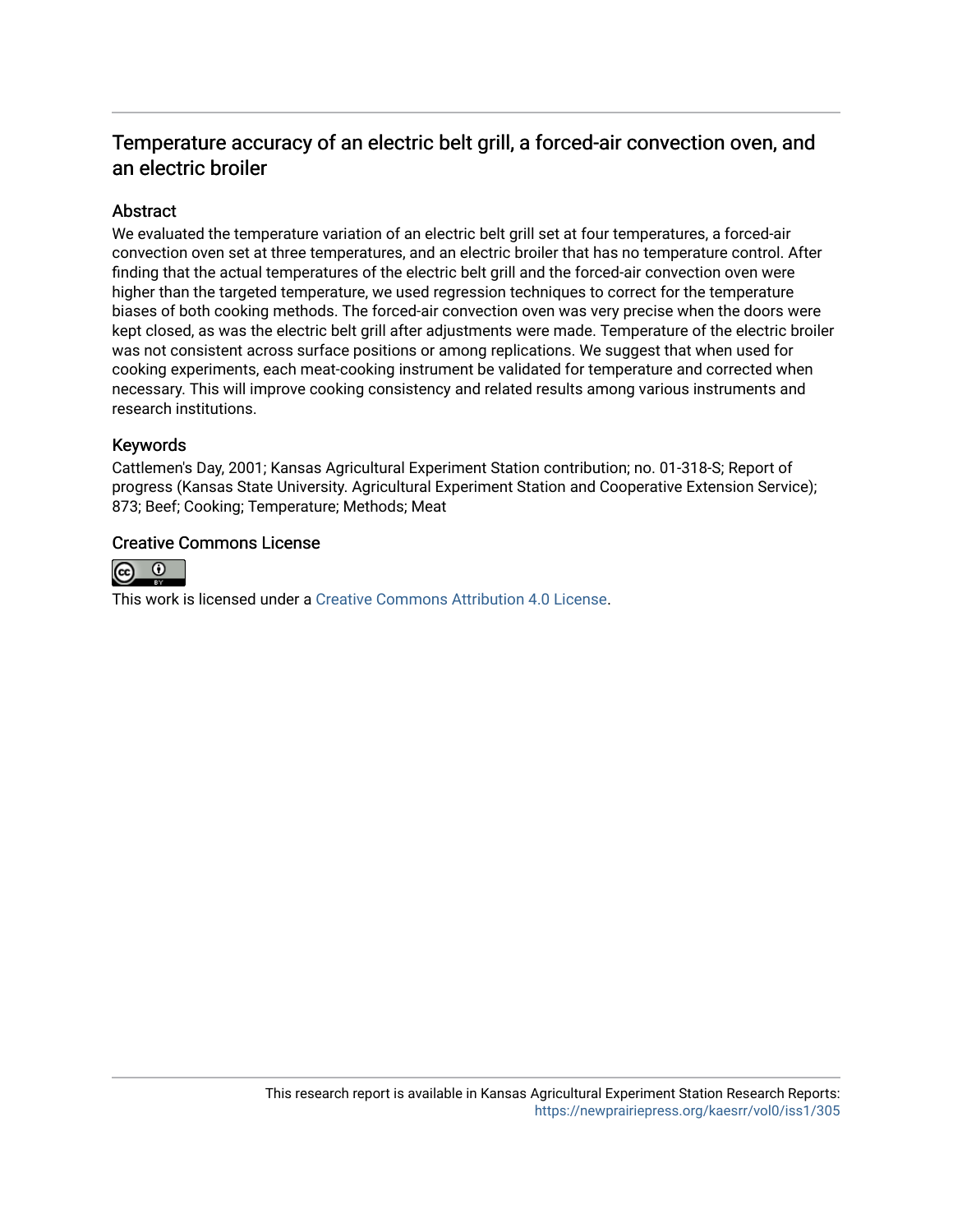## Temperature accuracy of an electric belt grill, a forced-air convection oven, and an electric broiler

### Abstract

We evaluated the temperature variation of an electric belt grill set at four temperatures, a forced-air convection oven set at three temperatures, and an electric broiler that has no temperature control. After finding that the actual temperatures of the electric belt grill and the forced-air convection oven were higher than the targeted temperature, we used regression techniques to correct for the temperature biases of both cooking methods. The forced-air convection oven was very precise when the doors were kept closed, as was the electric belt grill after adjustments were made. Temperature of the electric broiler was not consistent across surface positions or among replications. We suggest that when used for cooking experiments, each meat-cooking instrument be validated for temperature and corrected when necessary. This will improve cooking consistency and related results among various instruments and research institutions.

### Keywords

Cattlemen's Day, 2001; Kansas Agricultural Experiment Station contribution; no. 01-318-S; Report of progress (Kansas State University. Agricultural Experiment Station and Cooperative Extension Service); 873; Beef; Cooking; Temperature; Methods; Meat

### Creative Commons License

This work is licensed under a Creative Commons Attribution 4.0 License.

This research report is available in Kansas Agricultural Experiment Station Research Reports: https://newprairiepress.org/kaesrr/vol0/iss1/305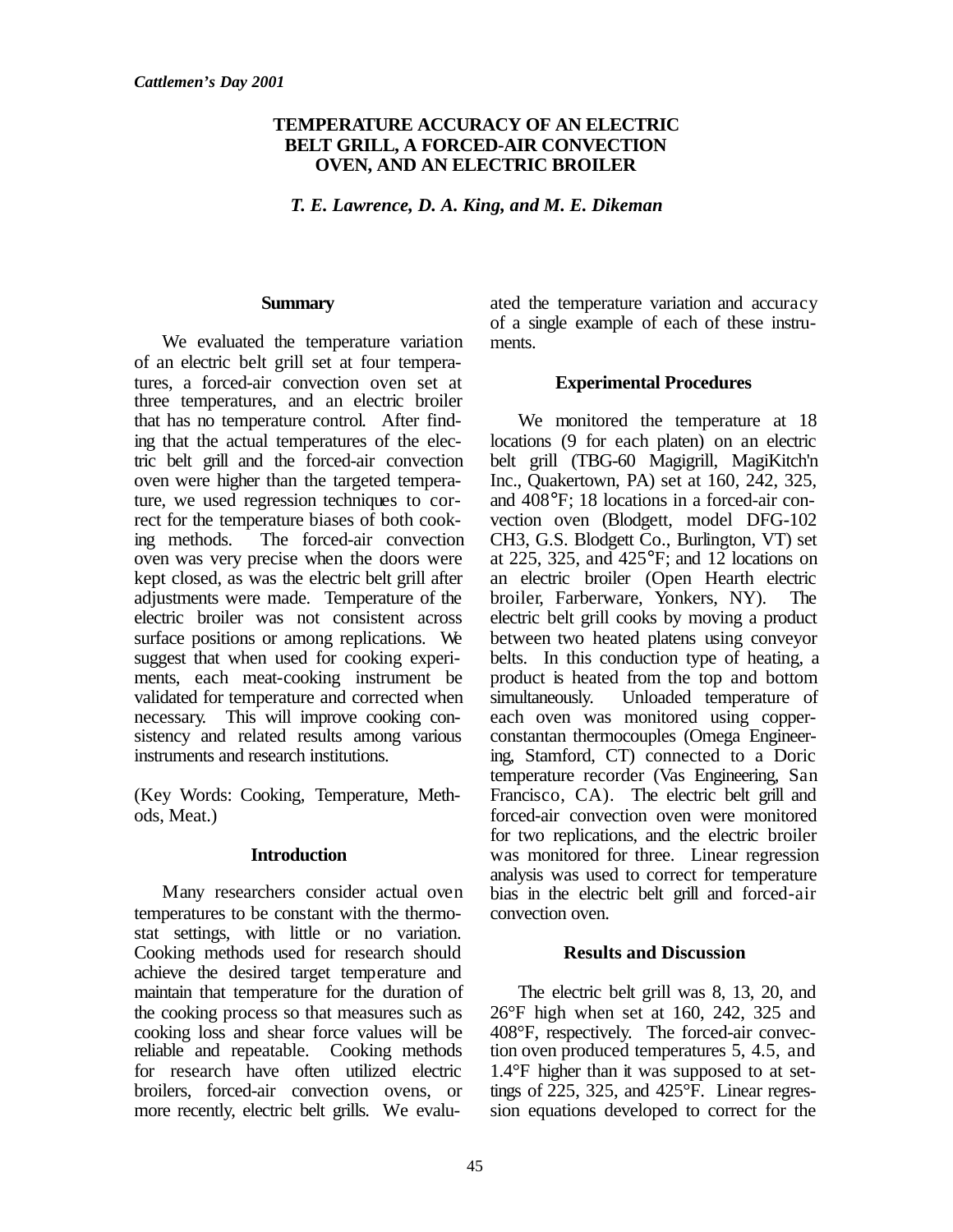*Cattlemen's Day 2001*

# TEMPERATURE ACCURACY OF AN ELECTRIC BELT GRILL, A FORCED-AIR CONVECTION OVEN, AND AN ELECTRIC BROILER

*T. E. Lawrence, D. A. King, and M. E. Dikeman*

## Summary

We evaluated the temperature variation of an electric belt grill set at four temperatures, a forced-air convection oven set at three temperatures, and an electric broiler that has no temperature control. After finding that the actual temperatures of the electric belt grill and the forced-air convection oven were higher than the targeted temperature, we used regression techniques to correct for the temperature biases of both cooking methods. The forced-air convection oven was very precise when the doors were kept closed, as was the electric belt grill after adjustments were made. Temperature of the electric broiler was not consistent across surface positions or among replications. We suggest that when used for cooking experiments, each meat-cooking instrument be validated for temperature and corrected when necessary. This will improve cooking consistency and related results among various instruments and research institutions.

(Key Words: Cooking, Temperature, Methods, Meat.)

## Introduction

Many researchers consider actual oven temperatures to be constant with the thermostat settings, with little or no variation. Cooking methods used for research should achieve the desired target temperature and maintain that temperature for the duration of the cooking process so that measures such as cooking loss and shear force values will be reliable and repeatable. Cooking methods for research have often utilized electric broilers, forced-air convection ovens, or more recently, electric belt grills. We evaluated the temperature variation and accuracy of a single example of each of these instruments.

## Experimental Procedures

We monitored the temperature at 18 locations (9 for each platen) on an electric belt grill (TBG-60 Magigrill, MagiKitch'n Inc., Quakertown, PA) set at 160, 242, 325, and 408°F; 18 locations in a forced-air convection oven (Blodgett, model DFG-102 CH3, G.S. Blodgett Co., Burlington, VT) set at 225, 325, and 425°F; and 12 locations on an electric broiler (Open Hearth electric broiler, Farberware, Yonkers, NY). The electric belt grill cooks by moving a product between two heated platens using conveyor belts. In this conduction type of heating, a product is heated from the top and bottom simultaneously. Unloaded temperature of each oven was monitored using copper-constantan thermocouples (Omega Engineering, Stamford, CT) connected to a Doric temperature recorder (Vas Engineering, San Francisco, CA). The electric belt grill and forced-air convection oven were monitored for two replications, and the electric broiler was monitored for three. Linear regression analysis was used to correct for temperature bias in the electric belt grill and forced-air convection oven.

## Results and Discussion

The electric belt grill was 8, 13, 20, and 26°F high when set at 160, 242, 325 and 408°F, respectively. The forced-air convection oven produced temperatures 5, 4.5, and 1.4°F higher than it was supposed to at settings of 225, 325, and 425°F. Linear regression equations developed to correct for the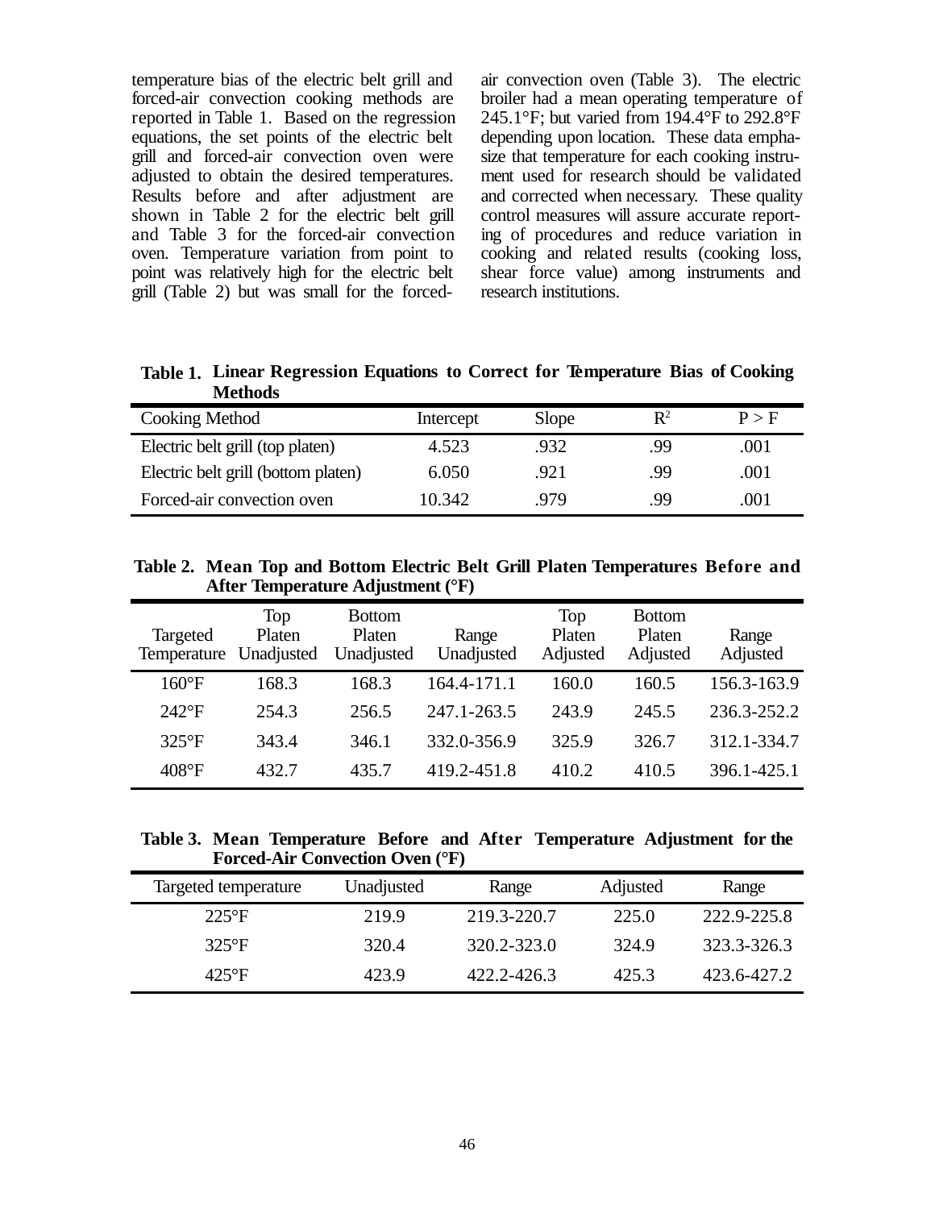temperature bias of the electric belt grill and forced-air convection cooking methods are reported in Table 1. Based on the regression equations, the set points of the electric belt grill and forced-air convection oven were adjusted to obtain the desired temperatures. Results before and after adjustment are shown in Table 2 for the electric belt grill and Table 3 for the forced-air convection oven. Temperature variation from point to point was relatively high for the electric belt grill (Table 2) but was small for the forced-air convection oven (Table 3). The electric broiler had a mean operating temperature of 245.1°F; but varied from 194.4°F to 292.8°F depending upon location. These data emphasize that temperature for each cooking instrument used for research should be validated and corrected when necessary. These quality control measures will assure accurate reporting of procedures and reduce variation in cooking and related results (cooking loss, shear force value) among instruments and research institutions.

**Table 1. Linear Regression Equations to Correct for Temperature Bias of Cooking Methods**

| Cooking Method | Intercept | Slope | $R^2$ | P > F |
|---|---|---|---|---|
| Electric belt grill (top platen) | 4.523 | .932 | .99 | .001 |
| Electric belt grill (bottom platen) | 6.050 | .921 | .99 | .001 |
| Forced-air convection oven | 10.342 | .979 | .99 | .001 |

**Table 2. Mean Top and Bottom Electric Belt Grill Platen Temperatures Before and After Temperature Adjustment (°F)**

| Targeted Temperature | Top Platen Unadjusted | Bottom Platen Unadjusted | Range Unadjusted | Top Platen Adjusted | Bottom Platen Adjusted | Range Adjusted |
|---|---|---|---|---|---|---|
| 160°F | 168.3 | 168.3 | 164.4-171.1 | 160.0 | 160.5 | 156.3-163.9 |
| 242°F | 254.3 | 256.5 | 247.1-263.5 | 243.9 | 245.5 | 236.3-252.2 |
| 325°F | 343.4 | 346.1 | 332.0-356.9 | 325.9 | 326.7 | 312.1-334.7 |
| 408°F | 432.7 | 435.7 | 419.2-451.8 | 410.2 | 410.5 | 396.1-425.1 |

**Table 3. Mean Temperature Before and After Temperature Adjustment for the Forced-Air Convection Oven (°F)**

| Targeted temperature | Unadjusted | Range | Adjusted | Range |
|---|---|---|---|---|
| 225°F | 219.9 | 219.3-220.7 | 225.0 | 222.9-225.8 |
| 325°F | 320.4 | 320.2-323.0 | 324.9 | 323.3-326.3 |
| 425°F | 423.9 | 422.2-426.3 | 425.3 | 423.6-427.2 |